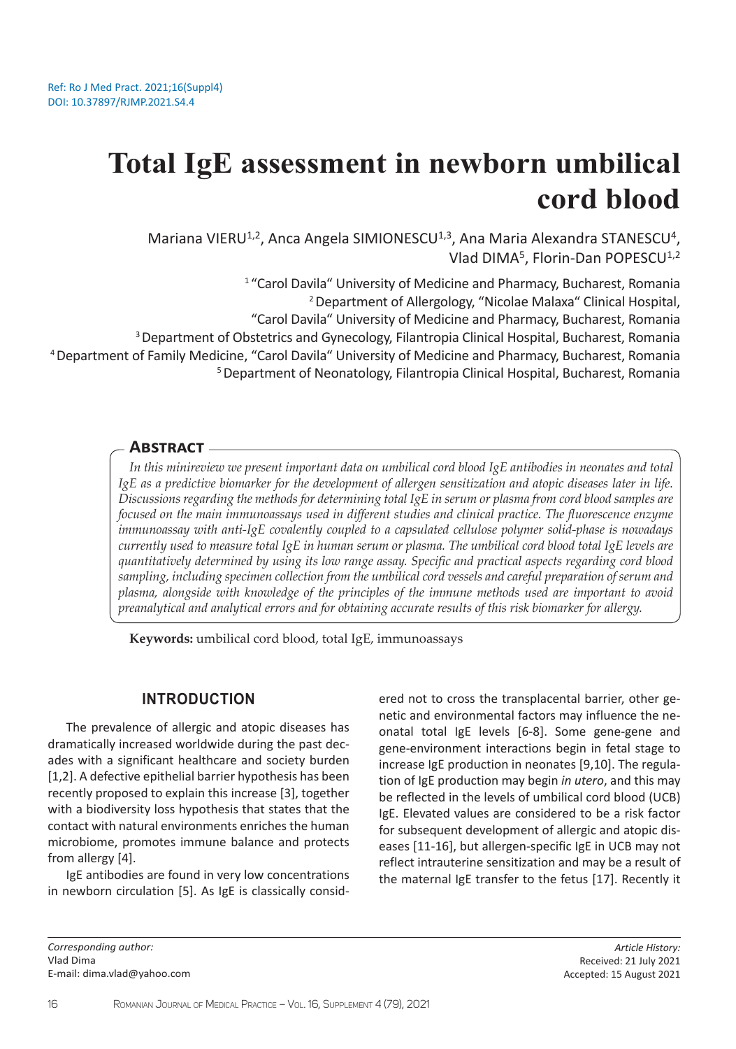Ref: Ro J Med Pract. 2021;16(Suppl4)
DOI: 10.37897/RJMP.2021.S4.4

# Total IgE assessment in newborn umbilical cord blood

Mariana VIERU[1,2], Anca Angela SIMIONESCU[1,3], Ana Maria Alexandra STANESCU[4], Vlad DIMA[5], Florin-Dan POPESCU[1,2]

[1] "Carol Davila" University of Medicine and Pharmacy, Bucharest, Romania
[2] Department of Allergology, "Nicolae Malaxa" Clinical Hospital, "Carol Davila" University of Medicine and Pharmacy, Bucharest, Romania
[3] Department of Obstetrics and Gynecology, Filantropia Clinical Hospital, Bucharest, Romania
[4] Department of Family Medicine, "Carol Davila" University of Medicine and Pharmacy, Bucharest, Romania
[5] Department of Neonatology, Filantropia Clinical Hospital, Bucharest, Romania

## Abstract

*In this minireview we present important data on umbilical cord blood IgE antibodies in neonates and total IgE as a predictive biomarker for the development of allergen sensitization and atopic diseases later in life. Discussions regarding the methods for determining total IgE in serum or plasma from cord blood samples are focused on the main immunoassays used in different studies and clinical practice. The fluorescence enzyme immunoassay with anti-IgE covalently coupled to a capsulated cellulose polymer solid-phase is nowadays currently used to measure total IgE in human serum or plasma. The umbilical cord blood total IgE levels are quantitatively determined by using its low range assay. Specific and practical aspects regarding cord blood sampling, including specimen collection from the umbilical cord vessels and careful preparation of serum and plasma, alongside with knowledge of the principles of the immune methods used are important to avoid preanalytical and analytical errors and for obtaining accurate results of this risk biomarker for allergy.*

**Keywords:** umbilical cord blood, total IgE, immunoassays

## INTRODUCTION

The prevalence of allergic and atopic diseases has dramatically increased worldwide during the past decades with a significant healthcare and society burden [1,2]. A defective epithelial barrier hypothesis has been recently proposed to explain this increase [3], together with a biodiversity loss hypothesis that states that the contact with natural environments enriches the human microbiome, promotes immune balance and protects from allergy [4].

IgE antibodies are found in very low concentrations in newborn circulation [5]. As IgE is classically considered not to cross the transplacental barrier, other genetic and environmental factors may influence the neonatal total IgE levels [6-8]. Some gene-gene and gene-environment interactions begin in fetal stage to increase IgE production in neonates [9,10]. The regulation of IgE production may begin *in utero*, and this may be reflected in the levels of umbilical cord blood (UCB) IgE. Elevated values are considered to be a risk factor for subsequent development of allergic and atopic diseases [11-16], but allergen-specific IgE in UCB may not reflect intrauterine sensitization and may be a result of the maternal IgE transfer to the fetus [17]. Recently it

*Corresponding author:*
Vlad Dima
E-mail: dima.vlad@yahoo.com

*Article History:*
Received: 21 July 2021
Accepted: 15 August 2021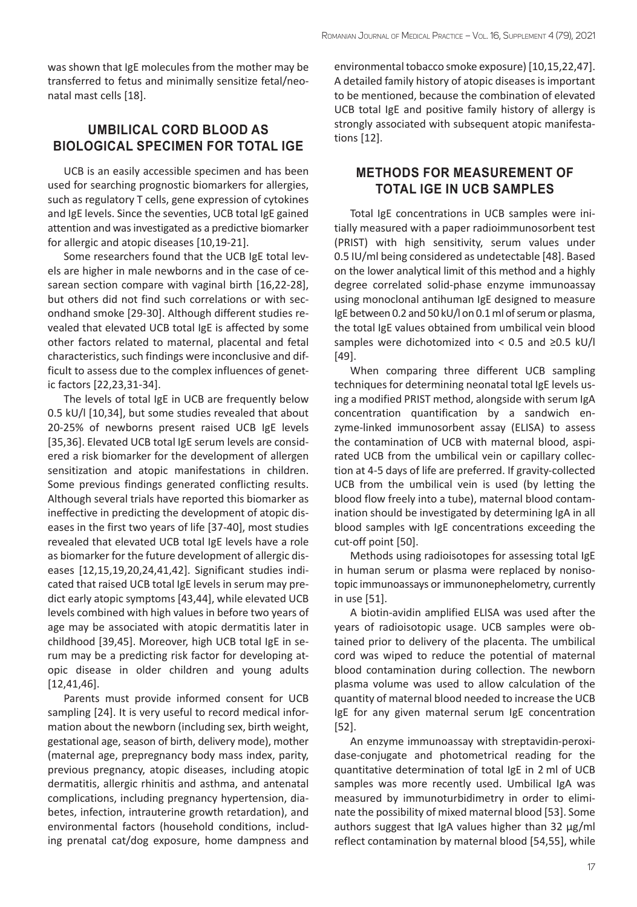was shown that IgE molecules from the mother may be transferred to fetus and minimally sensitize fetal/neonatal mast cells [18].

## UMBILICAL CORD BLOOD AS BIOLOGICAL SPECIMEN FOR TOTAL IGE

UCB is an easily accessible specimen and has been used for searching prognostic biomarkers for allergies, such as regulatory T cells, gene expression of cytokines and IgE levels. Since the seventies, UCB total IgE gained attention and was investigated as a predictive biomarker for allergic and atopic diseases [10,19-21].

Some researchers found that the UCB IgE total levels are higher in male newborns and in the case of cesarean section compare with vaginal birth [16,22-28], but others did not find such correlations or with secondhand smoke [29-30]. Although different studies revealed that elevated UCB total IgE is affected by some other factors related to maternal, placental and fetal characteristics, such findings were inconclusive and difficult to assess due to the complex influences of genetic factors [22,23,31-34].

The levels of total IgE in UCB are frequently below 0.5 kU/l [10,34], but some studies revealed that about 20-25% of newborns present raised UCB IgE levels [35,36]. Elevated UCB total IgE serum levels are considered a risk biomarker for the development of allergen sensitization and atopic manifestations in children. Some previous findings generated conflicting results. Although several trials have reported this biomarker as ineffective in predicting the development of atopic diseases in the first two years of life [37-40], most studies revealed that elevated UCB total IgE levels have a role as biomarker for the future development of allergic diseases [12,15,19,20,24,41,42]. Significant studies indicated that raised UCB total IgE levels in serum may predict early atopic symptoms [43,44], while elevated UCB levels combined with high values in before two years of age may be associated with atopic dermatitis later in childhood [39,45]. Moreover, high UCB total IgE in serum may be a predicting risk factor for developing atopic disease in older children and young adults [12,41,46].

Parents must provide informed consent for UCB sampling [24]. It is very useful to record medical information about the newborn (including sex, birth weight, gestational age, season of birth, delivery mode), mother (maternal age, prepregnancy body mass index, parity, previous pregnancy, atopic diseases, including atopic dermatitis, allergic rhinitis and asthma, and antenatal complications, including pregnancy hypertension, diabetes, infection, intrauterine growth retardation), and environmental factors (household conditions, including prenatal cat/dog exposure, home dampness and environmental tobacco smoke exposure) [10,15,22,47]. A detailed family history of atopic diseases is important to be mentioned, because the combination of elevated UCB total IgE and positive family history of allergy is strongly associated with subsequent atopic manifestations [12].

## METHODS FOR MEASUREMENT OF TOTAL IGE IN UCB SAMPLES

Total IgE concentrations in UCB samples were initially measured with a paper radioimmunosorbent test (PRIST) with high sensitivity, serum values under 0.5 IU/ml being considered as undetectable [48]. Based on the lower analytical limit of this method and a highly degree correlated solid-phase enzyme immunoassay using monoclonal antihuman IgE designed to measure IgE between 0.2 and 50 kU/l on 0.1 ml of serum or plasma, the total IgE values obtained from umbilical vein blood samples were dichotomized into < 0.5 and ≥0.5 kU/l [49].

When comparing three different UCB sampling techniques for determining neonatal total IgE levels using a modified PRIST method, alongside with serum IgA concentration quantification by a sandwich enzyme-linked immunosorbent assay (ELISA) to assess the contamination of UCB with maternal blood, aspirated UCB from the umbilical vein or capillary collection at 4-5 days of life are preferred. If gravity-collected UCB from the umbilical vein is used (by letting the blood flow freely into a tube), maternal blood contamination should be investigated by determining IgA in all blood samples with IgE concentrations exceeding the cut-off point [50].

Methods using radioisotopes for assessing total IgE in human serum or plasma were replaced by nonisotopic immunoassays or immunonephelometry, currently in use [51].

A biotin-avidin amplified ELISA was used after the years of radioisotopic usage. UCB samples were obtained prior to delivery of the placenta. The umbilical cord was wiped to reduce the potential of maternal blood contamination during collection. The newborn plasma volume was used to allow calculation of the quantity of maternal blood needed to increase the UCB IgE for any given maternal serum IgE concentration [52].

An enzyme immunoassay with streptavidin-peroxidase-conjugate and photometrical reading for the quantitative determination of total IgE in 2 ml of UCB samples was more recently used. Umbilical IgA was measured by immunoturbidimetry in order to eliminate the possibility of mixed maternal blood [53]. Some authors suggest that IgA values higher than 32 µg/ml reflect contamination by maternal blood [54,55], while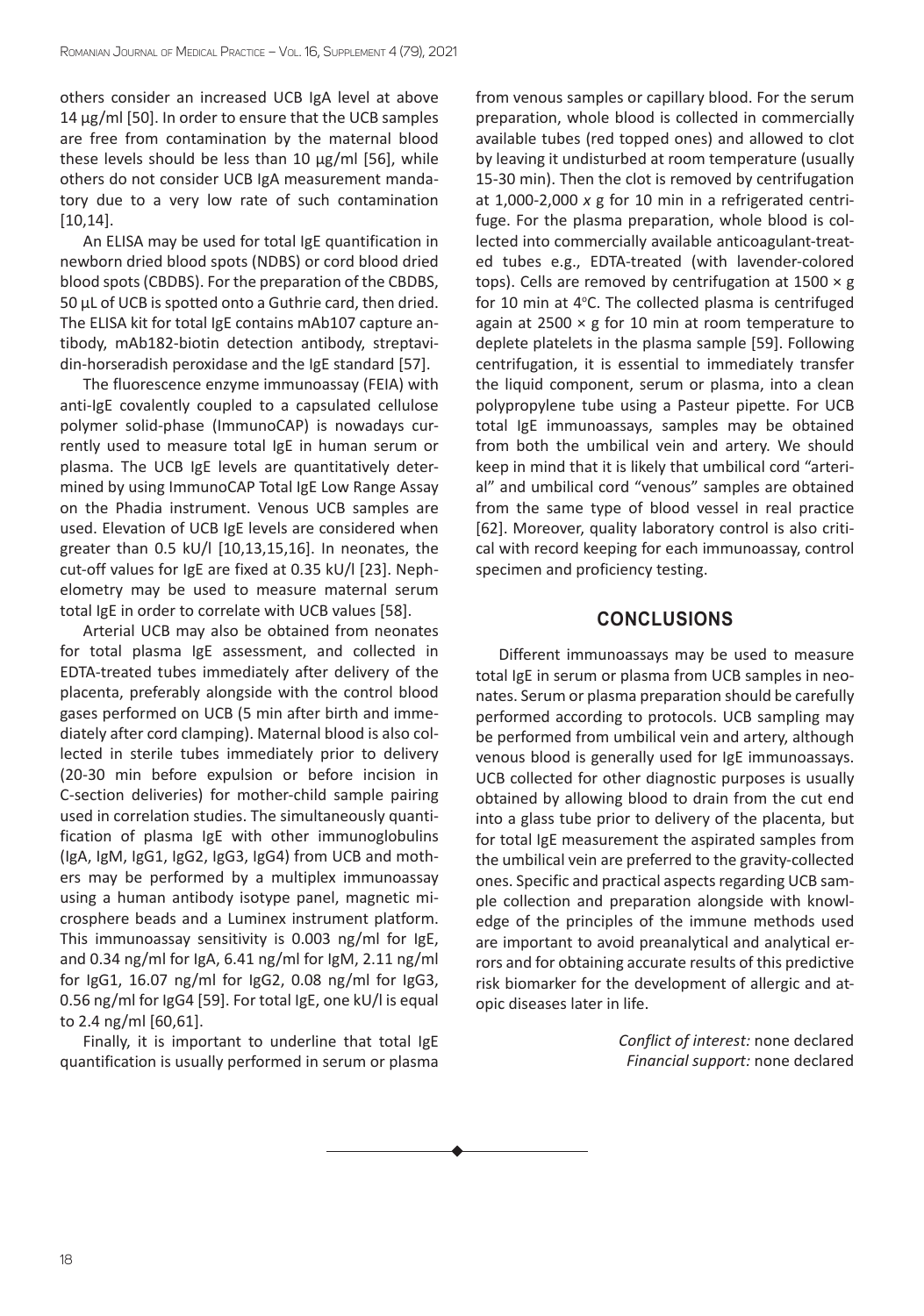others consider an increased UCB IgA level at above 14 μg/ml [50]. In order to ensure that the UCB samples are free from contamination by the maternal blood these levels should be less than 10 μg/ml [56], while others do not consider UCB IgA measurement mandatory due to a very low rate of such contamination [10,14].

An ELISA may be used for total IgE quantification in newborn dried blood spots (NDBS) or cord blood dried blood spots (CBDBS). For the preparation of the CBDBS, 50 μL of UCB is spotted onto a Guthrie card, then dried. The ELISA kit for total IgE contains mAb107 capture antibody, mAb182-biotin detection antibody, streptavidin-horseradish peroxidase and the IgE standard [57].

The fluorescence enzyme immunoassay (FEIA) with anti-IgE covalently coupled to a capsulated cellulose polymer solid-phase (ImmunoCAP) is nowadays currently used to measure total IgE in human serum or plasma. The UCB IgE levels are quantitatively determined by using ImmunoCAP Total IgE Low Range Assay on the Phadia instrument. Venous UCB samples are used. Elevation of UCB IgE levels are considered when greater than 0.5 kU/l [10,13,15,16]. In neonates, the cut-off values for IgE are fixed at 0.35 kU/l [23]. Nephelometry may be used to measure maternal serum total IgE in order to correlate with UCB values [58].

Arterial UCB may also be obtained from neonates for total plasma IgE assessment, and collected in EDTA-treated tubes immediately after delivery of the placenta, preferably alongside with the control blood gases performed on UCB (5 min after birth and immediately after cord clamping). Maternal blood is also collected in sterile tubes immediately prior to delivery (20-30 min before expulsion or before incision in C-section deliveries) for mother-child sample pairing used in correlation studies. The simultaneously quantification of plasma IgE with other immunoglobulins (IgA, IgM, IgG1, IgG2, IgG3, IgG4) from UCB and mothers may be performed by a multiplex immunoassay using a human antibody isotype panel, magnetic microsphere beads and a Luminex instrument platform. This immunoassay sensitivity is 0.003 ng/ml for IgE, and 0.34 ng/ml for IgA, 6.41 ng/ml for IgM, 2.11 ng/ml for IgG1, 16.07 ng/ml for IgG2, 0.08 ng/ml for IgG3, 0.56 ng/ml for IgG4 [59]. For total IgE, one kU/l is equal to 2.4 ng/ml [60,61].

Finally, it is important to underline that total IgE quantification is usually performed in serum or plasma from venous samples or capillary blood. For the serum preparation, whole blood is collected in commercially available tubes (red topped ones) and allowed to clot by leaving it undisturbed at room temperature (usually 15-30 min). Then the clot is removed by centrifugation at 1,000-2,000 *x* g for 10 min in a refrigerated centrifuge. For the plasma preparation, whole blood is collected into commercially available anticoagulant-treated tubes e.g., EDTA-treated (with lavender-colored tops). Cells are removed by centrifugation at $1500 \times g$ for 10 min at 4°C. The collected plasma is centrifuged again at $2500 \times g$ for 10 min at room temperature to deplete platelets in the plasma sample [59]. Following centrifugation, it is essential to immediately transfer the liquid component, serum or plasma, into a clean polypropylene tube using a Pasteur pipette. For UCB total IgE immunoassays, samples may be obtained from both the umbilical vein and artery. We should keep in mind that it is likely that umbilical cord "arterial" and umbilical cord "venous" samples are obtained from the same type of blood vessel in real practice [62]. Moreover, quality laboratory control is also critical with record keeping for each immunoassay, control specimen and proficiency testing.

## CONCLUSIONS

Different immunoassays may be used to measure total IgE in serum or plasma from UCB samples in neonates. Serum or plasma preparation should be carefully performed according to protocols. UCB sampling may be performed from umbilical vein and artery, although venous blood is generally used for IgE immunoassays. UCB collected for other diagnostic purposes is usually obtained by allowing blood to drain from the cut end into a glass tube prior to delivery of the placenta, but for total IgE measurement the aspirated samples from the umbilical vein are preferred to the gravity-collected ones. Specific and practical aspects regarding UCB sample collection and preparation alongside with knowledge of the principles of the immune methods used are important to avoid preanalytical and analytical errors and for obtaining accurate results of this predictive risk biomarker for the development of allergic and atopic diseases later in life.

*Conflict of interest:* none declared
*Financial support:* none declared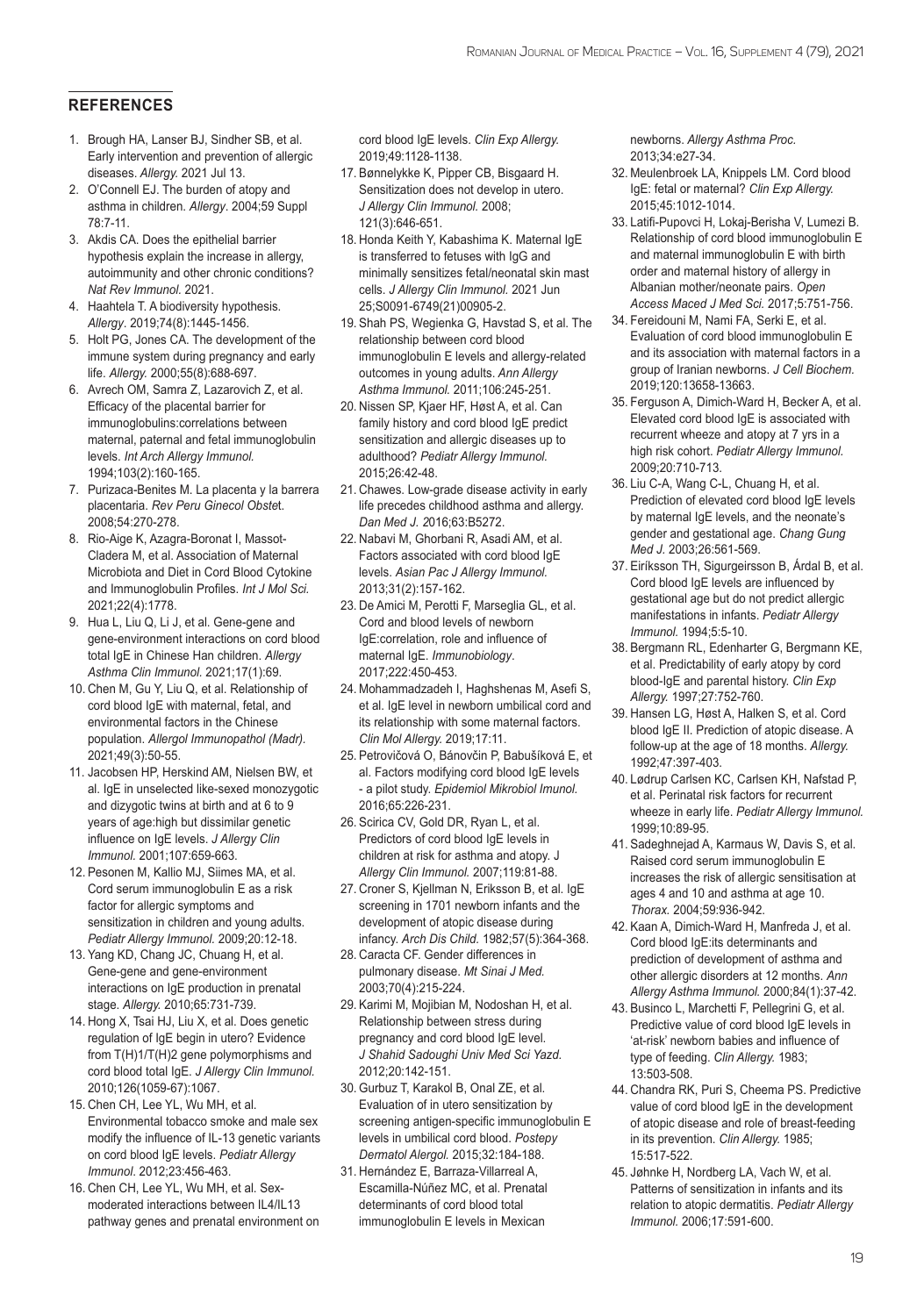## REFERENCES

1. Brough HA, Lanser BJ, Sindher SB, et al. Early intervention and prevention of allergic diseases. *Allergy.* 2021 Jul 13.
2. O'Connell EJ. The burden of atopy and asthma in children. *Allergy*. 2004;59 Suppl 78:7-11.
3. Akdis CA. Does the epithelial barrier hypothesis explain the increase in allergy, autoimmunity and other chronic conditions? *Nat Rev Immunol*. 2021.
4. Haahtela T. A biodiversity hypothesis. *Allergy*. 2019;74(8):1445-1456.
5. Holt PG, Jones CA. The development of the immune system during pregnancy and early life. *Allergy.* 2000;55(8):688-697.
6. Avrech OM, Samra Z, Lazarovich Z, et al. Efficacy of the placental barrier for immunoglobulins:correlations between maternal, paternal and fetal immunoglobulin levels. *Int Arch Allergy Immunol.* 1994;103(2):160-165.
7. Purizaca-Benites M. La placenta y la barrera placentaria. *Rev Peru Ginecol Obste*t. 2008;54:270-278.
8. Rio-Aige K, Azagra-Boronat I, Massot-Cladera M, et al. Association of Maternal Microbiota and Diet in Cord Blood Cytokine and Immunoglobulin Profiles. *Int J Mol Sci.* 2021;22(4):1778.
9. Hua L, Liu Q, Li J, et al. Gene-gene and gene-environment interactions on cord blood total IgE in Chinese Han children. *Allergy Asthma Clin Immunol.* 2021;17(1):69.
10. Chen M, Gu Y, Liu Q, et al. Relationship of cord blood IgE with maternal, fetal, and environmental factors in the Chinese population. *Allergol Immunopathol (Madr).* 2021;49(3):50-55.
11. Jacobsen HP, Herskind AM, Nielsen BW, et al. IgE in unselected like-sexed monozygotic and dizygotic twins at birth and at 6 to 9 years of age:high but dissimilar genetic influence on IgE levels. *J Allergy Clin Immunol.* 2001;107:659-663.
12. Pesonen M, Kallio MJ, Siimes MA, et al. Cord serum immunoglobulin E as a risk factor for allergic symptoms and sensitization in children and young adults. *Pediatr Allergy Immunol.* 2009;20:12-18.
13. Yang KD, Chang JC, Chuang H, et al. Gene-gene and gene-environment interactions on IgE production in prenatal stage. *Allergy.* 2010;65:731-739.
14. Hong X, Tsai HJ, Liu X, et al. Does genetic regulation of IgE begin in utero? Evidence from T(H)1/T(H)2 gene polymorphisms and cord blood total IgE. *J Allergy Clin Immunol.* 2010;126(1059-67):1067.
15. Chen CH, Lee YL, Wu MH, et al. Environmental tobacco smoke and male sex modify the influence of IL-13 genetic variants on cord blood IgE levels. *Pediatr Allergy Immunol*. 2012;23:456-463.
16. Chen CH, Lee YL, Wu MH, et al. Sex-moderated interactions between IL4/IL13 pathway genes and prenatal environment on cord blood IgE levels. *Clin Exp Allergy.* 2019;49:1128-1138.
17. Bønnelykke K, Pipper CB, Bisgaard H. Sensitization does not develop in utero. *J Allergy Clin Immunol.* 2008; 121(3):646-651.
18. Honda Keith Y, Kabashima K. Maternal IgE is transferred to fetuses with IgG and minimally sensitizes fetal/neonatal skin mast cells. *J Allergy Clin Immunol.* 2021 Jun 25;S0091-6749(21)00905-2.
19. Shah PS, Wegienka G, Havstad S, et al. The relationship between cord blood immunoglobulin E levels and allergy-related outcomes in young adults. *Ann Allergy Asthma Immunol.* 2011;106:245-251.
20. Nissen SP, Kjaer HF, Høst A, et al. Can family history and cord blood IgE predict sensitization and allergic diseases up to adulthood? *Pediatr Allergy Immunol.* 2015;26:42-48.
21. Chawes. Low-grade disease activity in early life precedes childhood asthma and allergy. *Dan Med J. 2*016;63:B5272.
22. Nabavi M, Ghorbani R, Asadi AM, et al. Factors associated with cord blood IgE levels. *Asian Pac J Allergy Immunol.* 2013;31(2):157-162.
23. De Amici M, Perotti F, Marseglia GL, et al. Cord and blood levels of newborn IgE:correlation, role and influence of maternal IgE. *Immunobiology*. 2017;222:450-453.
24. Mohammadzadeh I, Haghshenas M, Asefi S, et al. IgE level in newborn umbilical cord and its relationship with some maternal factors. *Clin Mol Allergy.* 2019;17:11.
25. Petrovičová O, Bánovčin P, Babušíková E, et al. Factors modifying cord blood IgE levels - a pilot study. *Epidemiol Mikrobiol Imunol.* 2016;65:226-231.
26. Scirica CV, Gold DR, Ryan L, et al. Predictors of cord blood IgE levels in children at risk for asthma and atopy. J *Allergy Clin Immunol.* 2007;119:81-88.
27. Croner S, Kjellman N, Eriksson B, et al. IgE screening in 1701 newborn infants and the development of atopic disease during infancy. *Arch Dis Child.* 1982;57(5):364-368.
28. Caracta CF. Gender differences in pulmonary disease. *Mt Sinai J Med.* 2003;70(4):215-224.
29. Karimi M, Mojibian M, Nodoshan H, et al. Relationship between stress during pregnancy and cord blood IgE level. *J Shahid Sadoughi Univ Med Sci Yazd.* 2012;20:142-151.
30. Gurbuz T, Karakol B, Onal ZE, et al. Evaluation of in utero sensitization by screening antigen-specific immunoglobulin E levels in umbilical cord blood. *Postepy Dermatol Alergol.* 2015;32:184-188.
31. Hernández E, Barraza-Villarreal A, Escamilla-Núñez MC, et al. Prenatal determinants of cord blood total immunoglobulin E levels in Mexican newborns. *Allergy Asthma Proc.* 2013;34:e27-34.
32. Meulenbroek LA, Knippels LM. Cord blood IgE: fetal or maternal? *Clin Exp Allergy.* 2015;45:1012-1014.
33. Latifi-Pupovci H, Lokaj-Berisha V, Lumezi B. Relationship of cord blood immunoglobulin E and maternal immunoglobulin E with birth order and maternal history of allergy in Albanian mother/neonate pairs. *Open Access Maced J Med Sci.* 2017;5:751-756.
34. Fereidouni M, Nami FA, Serki E, et al. Evaluation of cord blood immunoglobulin E and its association with maternal factors in a group of Iranian newborns. *J Cell Biochem.* 2019;120:13658-13663.
35. Ferguson A, Dimich-Ward H, Becker A, et al. Elevated cord blood IgE is associated with recurrent wheeze and atopy at 7 yrs in a high risk cohort. *Pediatr Allergy Immunol.* 2009;20:710-713.
36. Liu C-A, Wang C-L, Chuang H, et al. Prediction of elevated cord blood IgE levels by maternal IgE levels, and the neonate's gender and gestational age. *Chang Gung Med J.* 2003;26:561-569.
37. Eiríksson TH, Sigurgeirsson B, Árdal B, et al. Cord blood IgE levels are influenced by gestational age but do not predict allergic manifestations in infants. *Pediatr Allergy Immunol.* 1994;5:5-10.
38. Bergmann RL, Edenharter G, Bergmann KE, et al. Predictability of early atopy by cord blood-IgE and parental history. *Clin Exp Allergy.* 1997;27:752-760.
39. Hansen LG, Høst A, Halken S, et al. Cord blood IgE II. Prediction of atopic disease. A follow-up at the age of 18 months. *Allergy.* 1992;47:397-403.
40. Lødrup Carlsen KC, Carlsen KH, Nafstad P, et al. Perinatal risk factors for recurrent wheeze in early life. *Pediatr Allergy Immunol.* 1999;10:89-95.
41. Sadeghnejad A, Karmaus W, Davis S, et al. Raised cord serum immunoglobulin E increases the risk of allergic sensitisation at ages 4 and 10 and asthma at age 10. *Thorax.* 2004;59:936-942.
42. Kaan A, Dimich-Ward H, Manfreda J, et al. Cord blood IgE:its determinants and prediction of development of asthma and other allergic disorders at 12 months. *Ann Allergy Asthma Immunol.* 2000;84(1):37-42.
43. Businco L, Marchetti F, Pellegrini G, et al. Predictive value of cord blood IgE levels in 'at-risk' newborn babies and influence of type of feeding. *Clin Allergy.* 1983; 13:503-508.
44. Chandra RK, Puri S, Cheema PS. Predictive value of cord blood IgE in the development of atopic disease and role of breast-feeding in its prevention. *Clin Allergy.* 1985; 15:517-522.
45. Jøhnke H, Nordberg LA, Vach W, et al. Patterns of sensitization in infants and its relation to atopic dermatitis. *Pediatr Allergy Immunol.* 2006;17:591-600.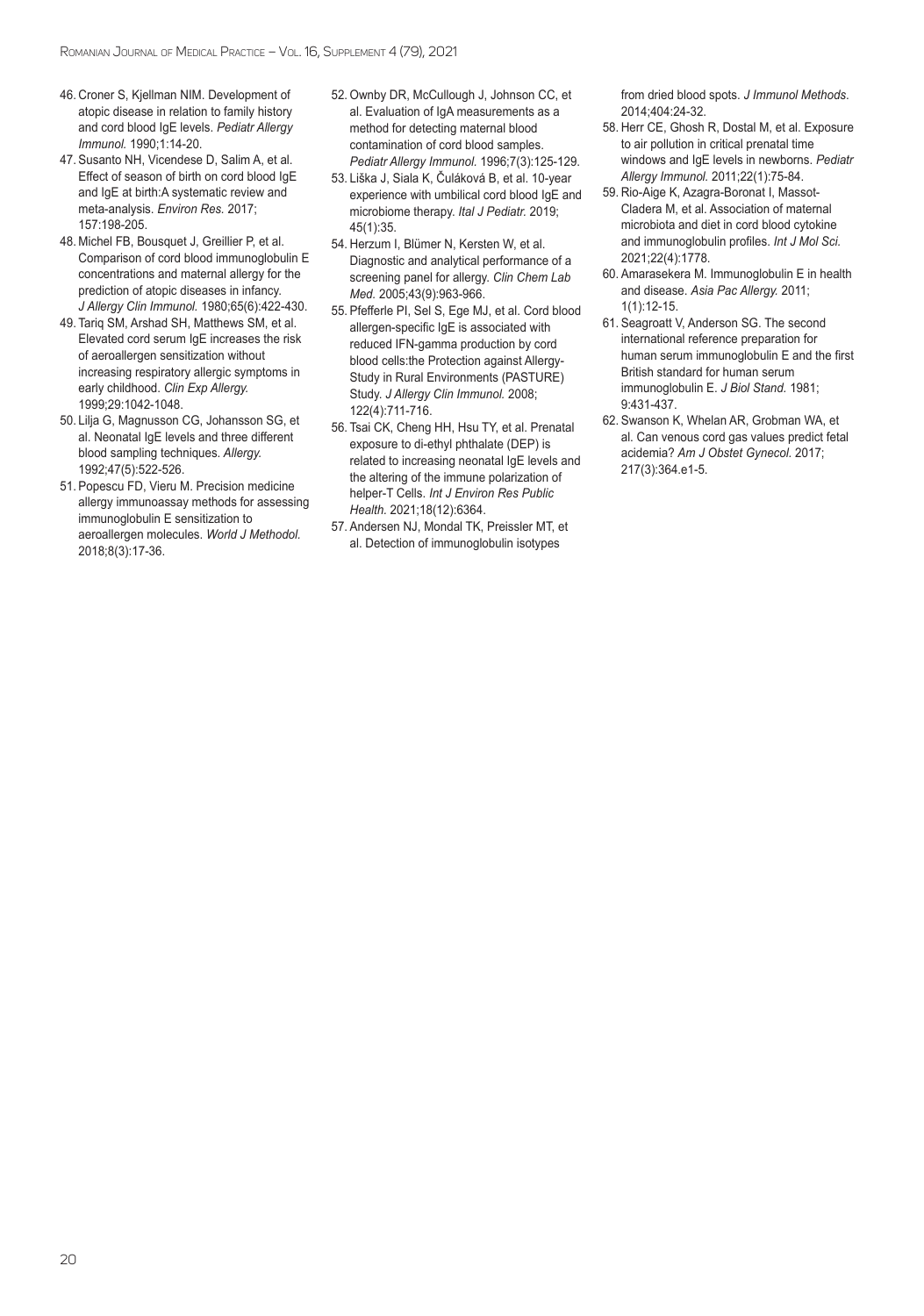46. Croner S, Kjellman NIM. Development of atopic disease in relation to family history and cord blood IgE levels. *Pediatr Allergy Immunol.* 1990;1:14-20.
47. Susanto NH, Vicendese D, Salim A, et al. Effect of season of birth on cord blood IgE and IgE at birth:A systematic review and meta-analysis. *Environ Res.* 2017; 157:198-205.
48. Michel FB, Bousquet J, Greillier P, et al. Comparison of cord blood immunoglobulin E concentrations and maternal allergy for the prediction of atopic diseases in infancy. *J Allergy Clin Immunol.* 1980;65(6):422-430.
49. Tariq SM, Arshad SH, Matthews SM, et al. Elevated cord serum IgE increases the risk of aeroallergen sensitization without increasing respiratory allergic symptoms in early childhood. *Clin Exp Allergy.* 1999;29:1042-1048.
50. Lilja G, Magnusson CG, Johansson SG, et al. Neonatal IgE levels and three different blood sampling techniques. *Allergy.* 1992;47(5):522-526.
51. Popescu FD, Vieru M. Precision medicine allergy immunoassay methods for assessing immunoglobulin E sensitization to aeroallergen molecules. *World J Methodol.* 2018;8(3):17-36.
52. Ownby DR, McCullough J, Johnson CC, et al. Evaluation of IgA measurements as a method for detecting maternal blood contamination of cord blood samples. *Pediatr Allergy Immunol.* 1996;7(3):125-129.
53. Liška J, Siala K, Čuláková B, et al. 10-year experience with umbilical cord blood IgE and microbiome therapy. *Ital J Pediatr.* 2019; 45(1):35.
54. Herzum I, Blümer N, Kersten W, et al. Diagnostic and analytical performance of a screening panel for allergy. *Clin Chem Lab Med.* 2005;43(9):963-966.
55. Pfefferle PI, Sel S, Ege MJ, et al. Cord blood allergen-specific IgE is associated with reduced IFN-gamma production by cord blood cells:the Protection against Allergy-Study in Rural Environments (PASTURE) Study. *J Allergy Clin Immunol.* 2008; 122(4):711-716.
56. Tsai CK, Cheng HH, Hsu TY, et al. Prenatal exposure to di-ethyl phthalate (DEP) is related to increasing neonatal IgE levels and the altering of the immune polarization of helper-T Cells. *Int J Environ Res Public Health.* 2021;18(12):6364.
57. Andersen NJ, Mondal TK, Preissler MT, et al. Detection of immunoglobulin isotypes from dried blood spots. *J Immunol Methods.* 2014;404:24-32.
58. Herr CE, Ghosh R, Dostal M, et al. Exposure to air pollution in critical prenatal time windows and IgE levels in newborns. *Pediatr Allergy Immunol.* 2011;22(1):75-84.
59. Rio-Aige K, Azagra-Boronat I, Massot-Cladera M, et al. Association of maternal microbiota and diet in cord blood cytokine and immunoglobulin profiles. *Int J Mol Sci.* 2021;22(4):1778.
60. Amarasekera M. Immunoglobulin E in health and disease. *Asia Pac Allergy.* 2011; 1(1):12-15.
61. Seagroatt V, Anderson SG. The second international reference preparation for human serum immunoglobulin E and the first British standard for human serum immunoglobulin E. *J Biol Stand.* 1981; 9:431-437.
62. Swanson K, Whelan AR, Grobman WA, et al. Can venous cord gas values predict fetal acidemia? *Am J Obstet Gynecol.* 2017; 217(3):364.e1-5.